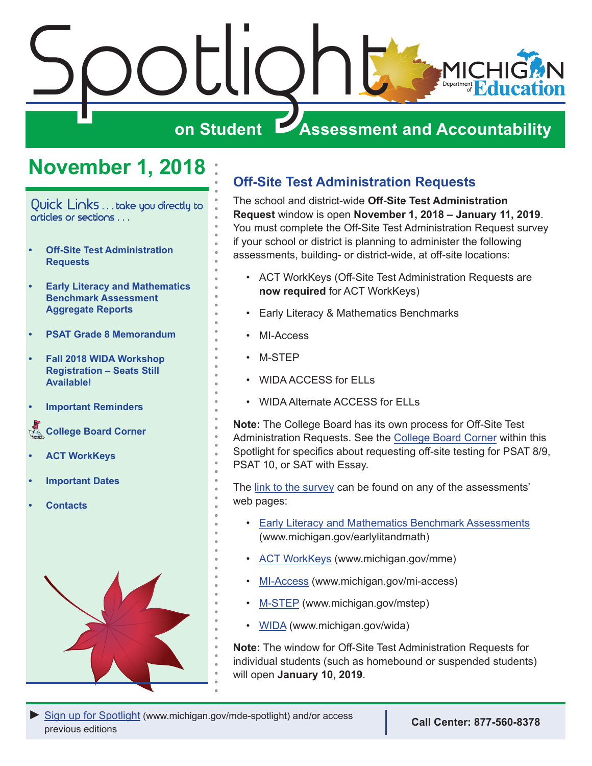# Spotlight on Student Assessment and Accountability

MICHIGAN Department of Education

## November 1, 2018

Quick Links . . . take you directly to articles or sections . . .

- Off-Site Test Administration Requests
- Early Literacy and Mathematics Benchmark Assessment Aggregate Reports
- PSAT Grade 8 Memorandum
- Fall 2018 WIDA Workshop Registration – Seats Still Available!
- Important Reminders
- College Board Corner
- ACT WorkKeys
- Important Dates
- Contacts

## Off-Site Test Administration Requests

The school and district-wide **Off-Site Test Administration Request** window is open **November 1, 2018 – January 11, 2019**. You must complete the Off-Site Test Administration Request survey if your school or district is planning to administer the following assessments, building- or district-wide, at off-site locations:

- ACT WorkKeys (Off-Site Test Administration Requests are **now required** for ACT WorkKeys)
- Early Literacy & Mathematics Benchmarks
- MI-Access
- M-STEP
- WIDA ACCESS for ELLs
- WIDA Alternate ACCESS for ELLs

**Note:** The College Board has its own process for Off-Site Test Administration Requests. See the College Board Corner within this Spotlight for specifics about requesting off-site testing for PSAT 8/9, PSAT 10, or SAT with Essay.

The link to the survey can be found on any of the assessments' web pages:

- Early Literacy and Mathematics Benchmark Assessments (www.michigan.gov/earlylitandmath)
- ACT WorkKeys (www.michigan.gov/mme)
- MI-Access (www.michigan.gov/mi-access)
- M-STEP (www.michigan.gov/mstep)
- WIDA (www.michigan.gov/wida)

**Note:** The window for Off-Site Test Administration Requests for individual students (such as homebound or suspended students) will open **January 10, 2019**.

► Sign up for Spotlight (www.michigan.gov/mde-spotlight) and/or access previous editions

**Call Center: 877-560-8378**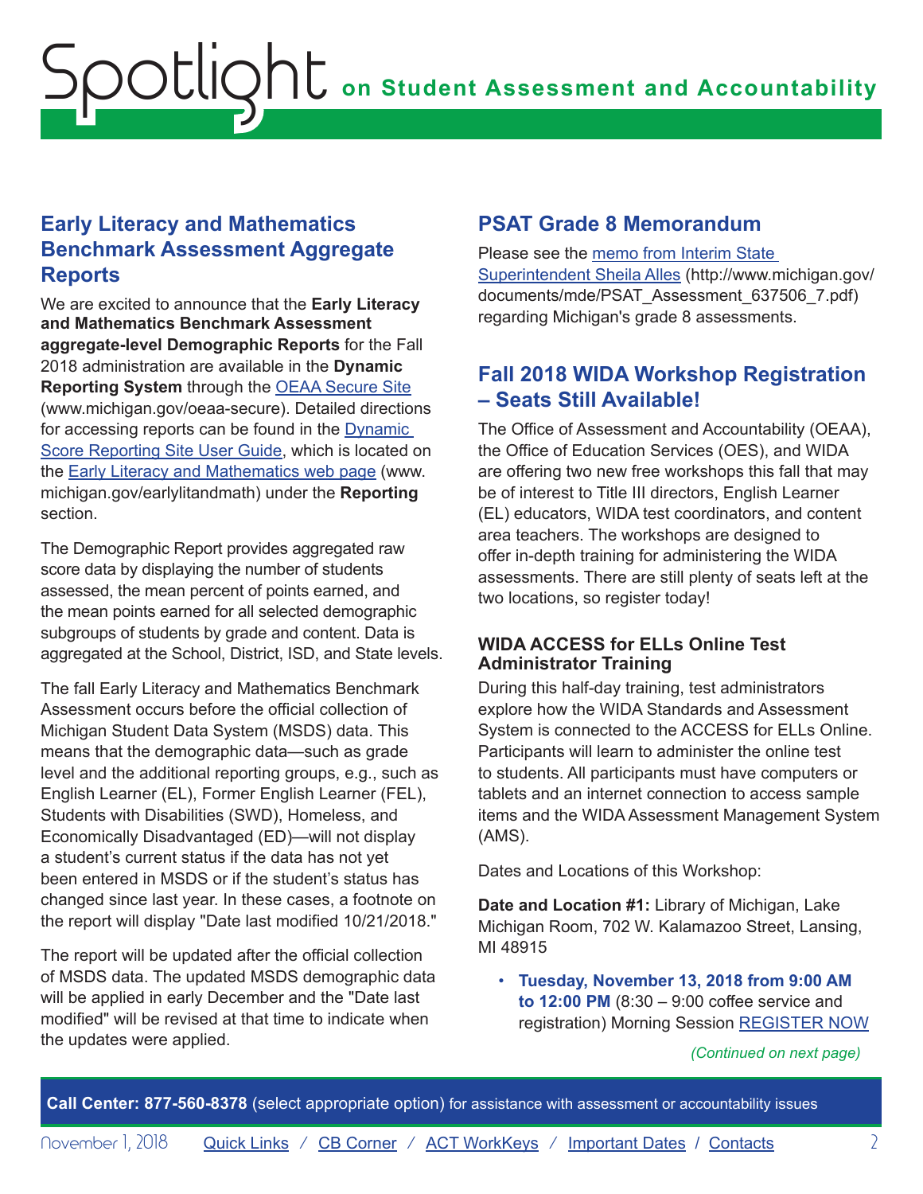## Early Literacy and Mathematics Benchmark Assessment Aggregate Reports

We are excited to announce that the **Early Literacy and Mathematics Benchmark Assessment aggregate-level Demographic Reports** for the Fall 2018 administration are available in the **Dynamic Reporting System** through the OEAA Secure Site (www.michigan.gov/oeaa-secure). Detailed directions for accessing reports can be found in the Dynamic Score Reporting Site User Guide, which is located on the Early Literacy and Mathematics web page (www.michigan.gov/earlylitandmath) under the **Reporting** section.

The Demographic Report provides aggregated raw score data by displaying the number of students assessed, the mean percent of points earned, and the mean points earned for all selected demographic subgroups of students by grade and content. Data is aggregated at the School, District, ISD, and State levels.

The fall Early Literacy and Mathematics Benchmark Assessment occurs before the official collection of Michigan Student Data System (MSDS) data. This means that the demographic data—such as grade level and the additional reporting groups, e.g., such as English Learner (EL), Former English Learner (FEL), Students with Disabilities (SWD), Homeless, and Economically Disadvantaged (ED)—will not display a student's current status if the data has not yet been entered in MSDS or if the student's status has changed since last year. In these cases, a footnote on the report will display "Date last modified 10/21/2018."

The report will be updated after the official collection of MSDS data. The updated MSDS demographic data will be applied in early December and the "Date last modified" will be revised at that time to indicate when the updates were applied.

## PSAT Grade 8 Memorandum

Please see the memo from Interim State Superintendent Sheila Alles (http://www.michigan.gov/documents/mde/PSAT_Assessment_637506_7.pdf) regarding Michigan's grade 8 assessments.

## Fall 2018 WIDA Workshop Registration – Seats Still Available!

The Office of Assessment and Accountability (OEAA), the Office of Education Services (OES), and WIDA are offering two new free workshops this fall that may be of interest to Title III directors, English Learner (EL) educators, WIDA test coordinators, and content area teachers. The workshops are designed to offer in-depth training for administering the WIDA assessments. There are still plenty of seats left at the two locations, so register today!

### WIDA ACCESS for ELLs Online Test Administrator Training

During this half-day training, test administrators explore how the WIDA Standards and Assessment System is connected to the ACCESS for ELLs Online. Participants will learn to administer the online test to students. All participants must have computers or tablets and an internet connection to access sample items and the WIDA Assessment Management System (AMS).

Dates and Locations of this Workshop:

**Date and Location #1:** Library of Michigan, Lake Michigan Room, 702 W. Kalamazoo Street, Lansing, MI 48915

- **Tuesday, November 13, 2018 from 9:00 AM to 12:00 PM** (8:30 – 9:00 coffee service and registration) Morning Session REGISTER NOW

*(Continued on next page)*

**Call Center: 877-560-8378** (select appropriate option) for assistance with assessment or accountability issues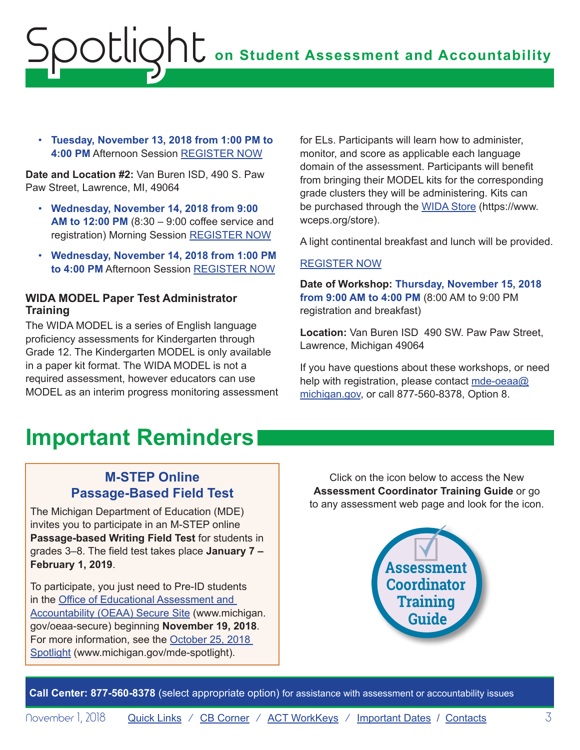- **Tuesday, November 13, 2018 from 1:00 PM to 4:00 PM** Afternoon Session REGISTER NOW

**Date and Location #2:** Van Buren ISD, 490 S. Paw Paw Street, Lawrence, MI, 49064

- **Wednesday, November 14, 2018 from 9:00 AM to 12:00 PM** (8:30 – 9:00 coffee service and registration) Morning Session REGISTER NOW
- **Wednesday, November 14, 2018 from 1:00 PM to 4:00 PM** Afternoon Session REGISTER NOW

### WIDA MODEL Paper Test Administrator Training

The WIDA MODEL is a series of English language proficiency assessments for Kindergarten through Grade 12. The Kindergarten MODEL is only available in a paper kit format. The WIDA MODEL is not a required assessment, however educators can use MODEL as an interim progress monitoring assessment for ELs. Participants will learn how to administer, monitor, and score as applicable each language domain of the assessment. Participants will benefit from bringing their MODEL kits for the corresponding grade clusters they will be administering. Kits can be purchased through the WIDA Store (https://www.wceps.org/store).

A light continental breakfast and lunch will be provided.

REGISTER NOW

**Date of Workshop: Thursday, November 15, 2018 from 9:00 AM to 4:00 PM** (8:00 AM to 9:00 PM registration and breakfast)

**Location:** Van Buren ISD 490 SW. Paw Paw Street, Lawrence, Michigan 49064

If you have questions about these workshops, or need help with registration, please contact mde-oeaa@michigan.gov, or call 877-560-8378, Option 8.

# Important Reminders

## M-STEP Online Passage-Based Field Test

The Michigan Department of Education (MDE) invites you to participate in an M-STEP online **Passage-based Writing Field Test** for students in grades 3–8. The field test takes place **January 7 – February 1, 2019**.

To participate, you just need to Pre-ID students in the Office of Educational Assessment and Accountability (OEAA) Secure Site (www.michigan.gov/oeaa-secure) beginning **November 19, 2018**. For more information, see the October 25, 2018 Spotlight (www.michigan.gov/mde-spotlight).

Click on the icon below to access the New **Assessment Coordinator Training Guide** or go to any assessment web page and look for the icon.

Assessment Coordinator Training Guide

**Call Center: 877-560-8378** (select appropriate option) for assistance with assessment or accountability issues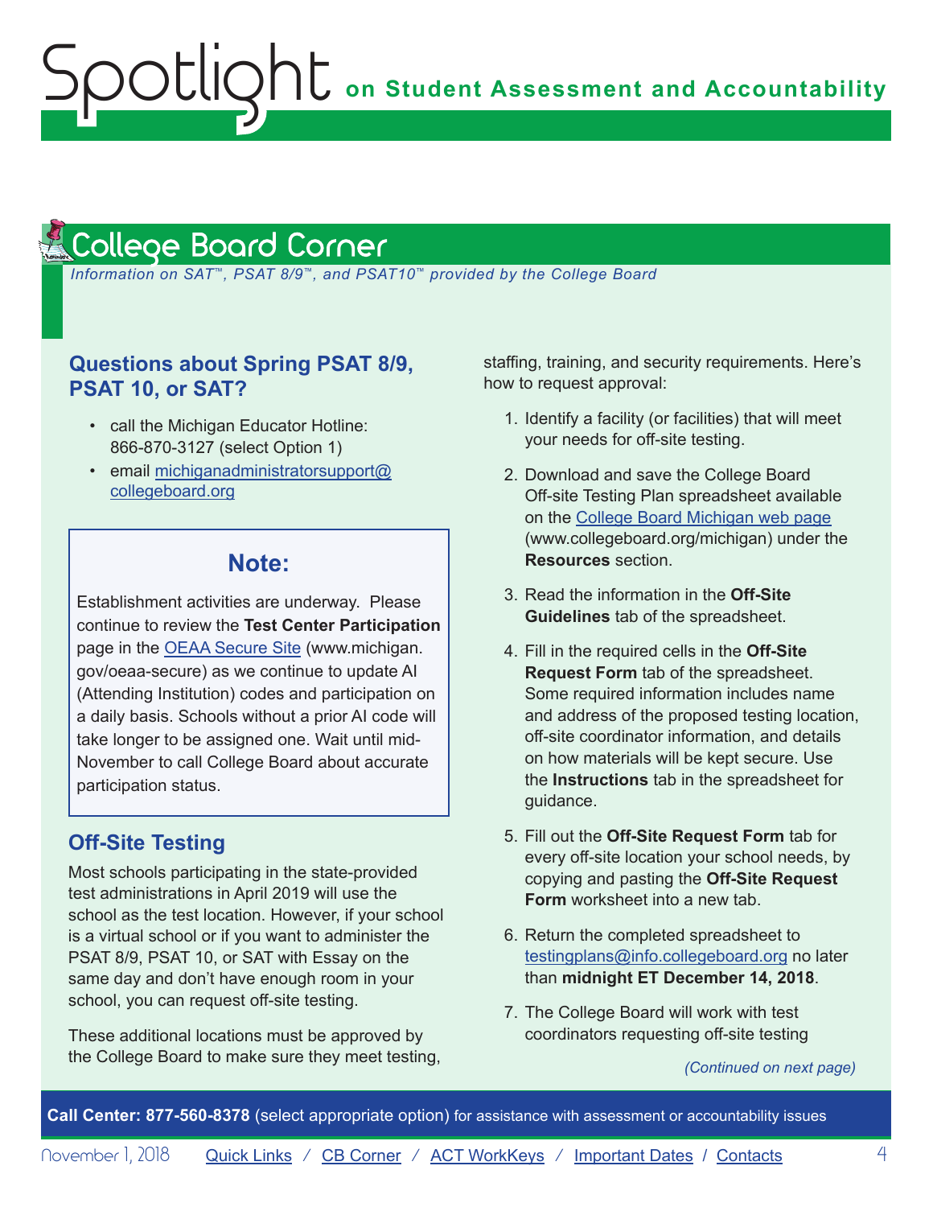## College Board Corner

*Information on SAT™, PSAT 8/9™, and PSAT10™ provided by the College Board*

### Questions about Spring PSAT 8/9, PSAT 10, or SAT?

- call the Michigan Educator Hotline: 866-870-3127 (select Option 1)
- email michiganadministratorsupport@collegeboard.org

> **Note:**
>
> Establishment activities are underway. Please continue to review the **Test Center Participation** page in the OEAA Secure Site (www.michigan.gov/oeaa-secure) as we continue to update AI (Attending Institution) codes and participation on a daily basis. Schools without a prior AI code will take longer to be assigned one. Wait until mid-November to call College Board about accurate participation status.

### Off-Site Testing

Most schools participating in the state-provided test administrations in April 2019 will use the school as the test location. However, if your school is a virtual school or if you want to administer the PSAT 8/9, PSAT 10, or SAT with Essay on the same day and don't have enough room in your school, you can request off-site testing.

These additional locations must be approved by the College Board to make sure they meet testing, staffing, training, and security requirements. Here's how to request approval:

1. Identify a facility (or facilities) that will meet your needs for off-site testing.
2. Download and save the College Board Off-site Testing Plan spreadsheet available on the College Board Michigan web page (www.collegeboard.org/michigan) under the **Resources** section.
3. Read the information in the **Off-Site Guidelines** tab of the spreadsheet.
4. Fill in the required cells in the **Off-Site Request Form** tab of the spreadsheet. Some required information includes name and address of the proposed testing location, off-site coordinator information, and details on how materials will be kept secure. Use the **Instructions** tab in the spreadsheet for guidance.
5. Fill out the **Off-Site Request Form** tab for every off-site location your school needs, by copying and pasting the **Off-Site Request Form** worksheet into a new tab.
6. Return the completed spreadsheet to testingplans@info.collegeboard.org no later than **midnight ET December 14, 2018**.
7. The College Board will work with test coordinators requesting off-site testing

*(Continued on next page)*

**Call Center: 877-560-8378** (select appropriate option) for assistance with assessment or accountability issues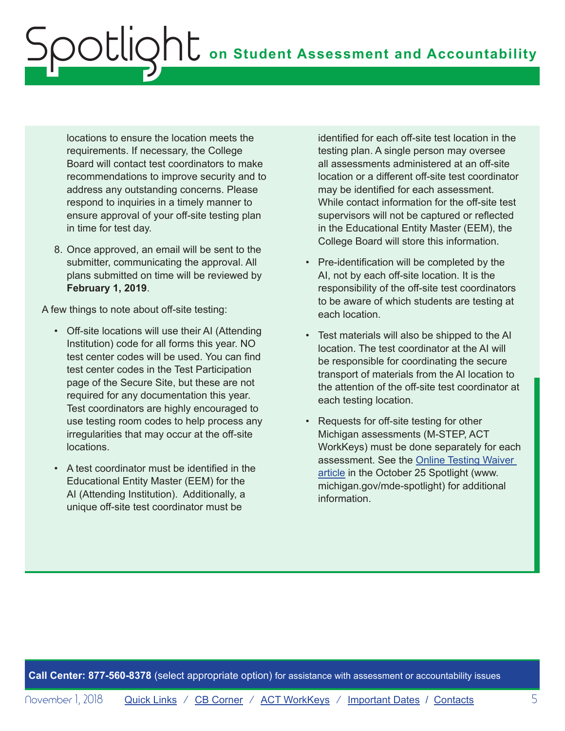locations to ensure the location meets the requirements. If necessary, the College Board will contact test coordinators to make recommendations to improve security and to address any outstanding concerns. Please respond to inquiries in a timely manner to ensure approval of your off-site testing plan in time for test day.

8. Once approved, an email will be sent to the submitter, communicating the approval. All plans submitted on time will be reviewed by **February 1, 2019**.

A few things to note about off-site testing:

- Off-site locations will use their AI (Attending Institution) code for all forms this year. NO test center codes will be used. You can find test center codes in the Test Participation page of the Secure Site, but these are not required for any documentation this year. Test coordinators are highly encouraged to use testing room codes to help process any irregularities that may occur at the off-site locations.
- A test coordinator must be identified in the Educational Entity Master (EEM) for the AI (Attending Institution). Additionally, a unique off-site test coordinator must be identified for each off-site test location in the testing plan. A single person may oversee all assessments administered at an off-site location or a different off-site test coordinator may be identified for each assessment. While contact information for the off-site test supervisors will not be captured or reflected in the Educational Entity Master (EEM), the College Board will store this information.
- Pre-identification will be completed by the AI, not by each off-site location. It is the responsibility of the off-site test coordinators to be aware of which students are testing at each location.
- Test materials will also be shipped to the AI location. The test coordinator at the AI will be responsible for coordinating the secure transport of materials from the AI location to the attention of the off-site test coordinator at each testing location.
- Requests for off-site testing for other Michigan assessments (M-STEP, ACT WorkKeys) must be done separately for each assessment. See the Online Testing Waiver article in the October 25 Spotlight (www.michigan.gov/mde-spotlight) for additional information.

**Call Center: 877-560-8378** (select appropriate option) for assistance with assessment or accountability issues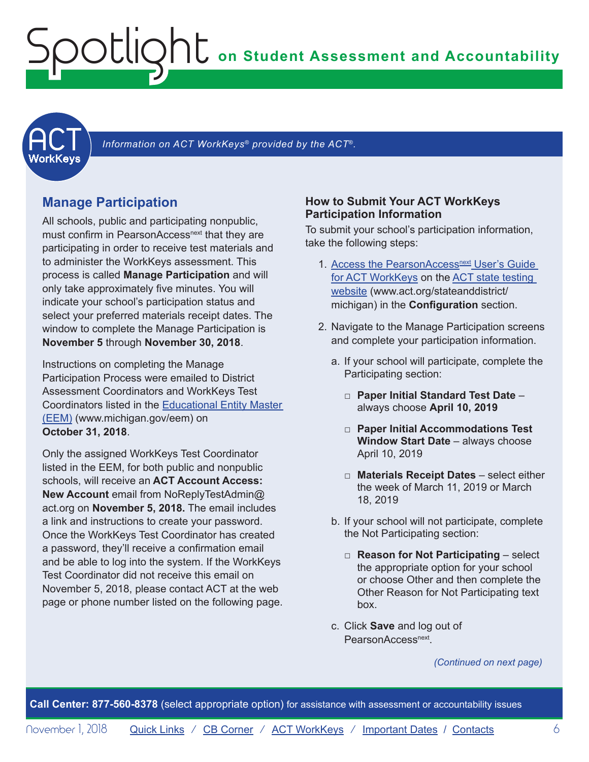*Information on ACT WorkKeys® provided by the ACT®.*

## Manage Participation

All schools, public and participating nonpublic, must confirm in PearsonAccessnext that they are participating in order to receive test materials and to administer the WorkKeys assessment. This process is called **Manage Participation** and will only take approximately five minutes. You will indicate your school's participation status and select your preferred materials receipt dates. The window to complete the Manage Participation is **November 5** through **November 30, 2018**.

Instructions on completing the Manage Participation Process were emailed to District Assessment Coordinators and WorkKeys Test Coordinators listed in the Educational Entity Master (EEM) (www.michigan.gov/eem) on **October 31, 2018**.

Only the assigned WorkKeys Test Coordinator listed in the EEM, for both public and nonpublic schools, will receive an **ACT Account Access: New Account** email from NoReplyTestAdmin@act.org on **November 5, 2018.** The email includes a link and instructions to create your password. Once the WorkKeys Test Coordinator has created a password, they'll receive a confirmation email and be able to log into the system. If the WorkKeys Test Coordinator did not receive this email on November 5, 2018, please contact ACT at the web page or phone number listed on the following page.

### How to Submit Your ACT WorkKeys Participation Information

To submit your school's participation information, take the following steps:

1. Access the PearsonAccessnext User's Guide for ACT WorkKeys on the ACT state testing website (www.act.org/stateanddistrict/michigan) in the **Configuration** section.
2. Navigate to the Manage Participation screens and complete your participation information.
   a. If your school will participate, complete the Participating section:
      - **Paper Initial Standard Test Date** – always choose **April 10, 2019**
      - **Paper Initial Accommodations Test Window Start Date** – always choose April 10, 2019
      - **Materials Receipt Dates** – select either the week of March 11, 2019 or March 18, 2019

   b. If your school will not participate, complete the Not Participating section:
      - **Reason for Not Participating** – select the appropriate option for your school or choose Other and then complete the Other Reason for Not Participating text box.

   c. Click **Save** and log out of PearsonAccessnext.

*(Continued on next page)*

**Call Center: 877-560-8378** (select appropriate option) for assistance with assessment or accountability issues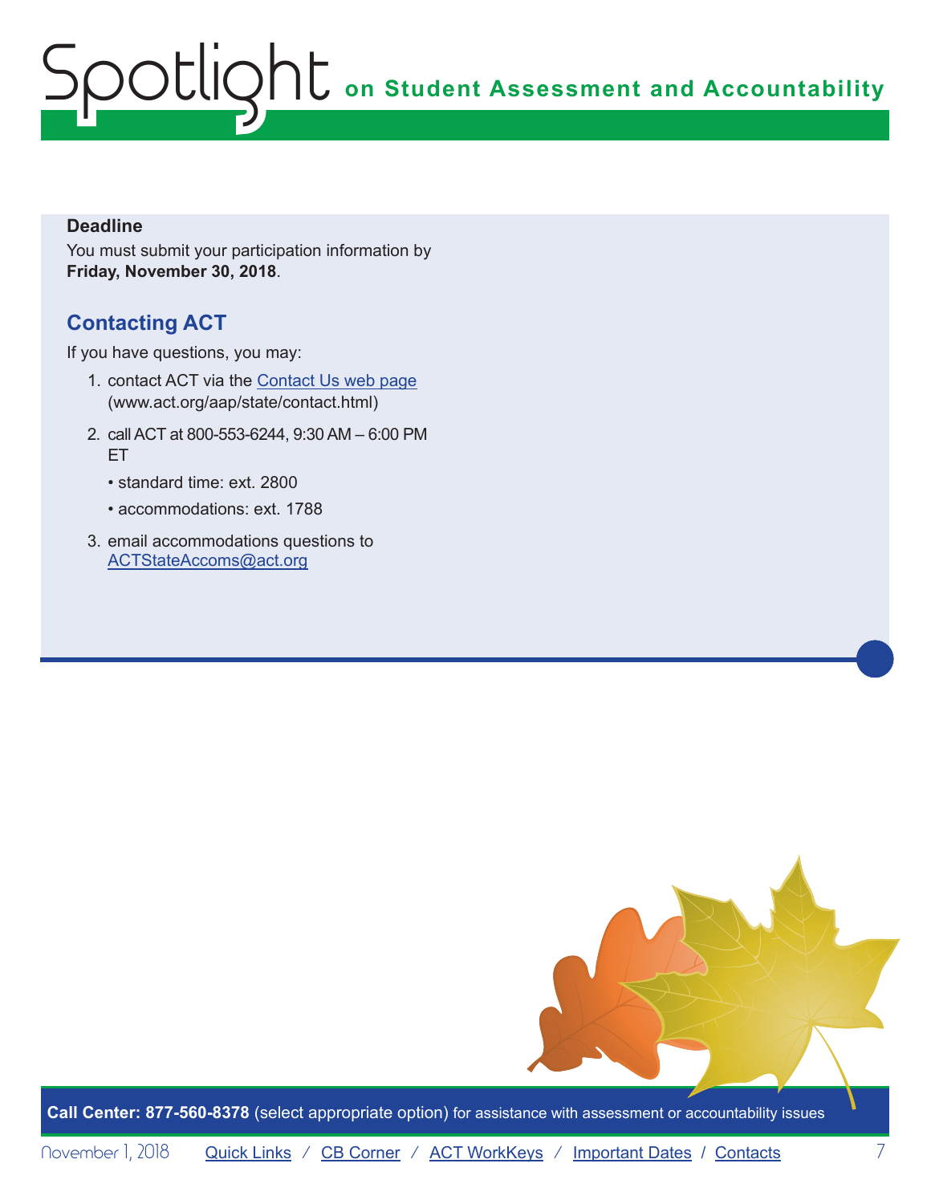**Deadline**

You must submit your participation information by **Friday, November 30, 2018**.

## Contacting ACT

If you have questions, you may:

1. contact ACT via the [Contact Us web page](www.act.org/aap/state/contact.html) (www.act.org/aap/state/contact.html)
2. call ACT at 800-553-6244, 9:30 AM – 6:00 PM ET
   - standard time: ext. 2800
   - accommodations: ext. 1788
3. email accommodations questions to ACTStateAccoms@act.org

**Call Center: 877-560-8378** (select appropriate option) for assistance with assessment or accountability issues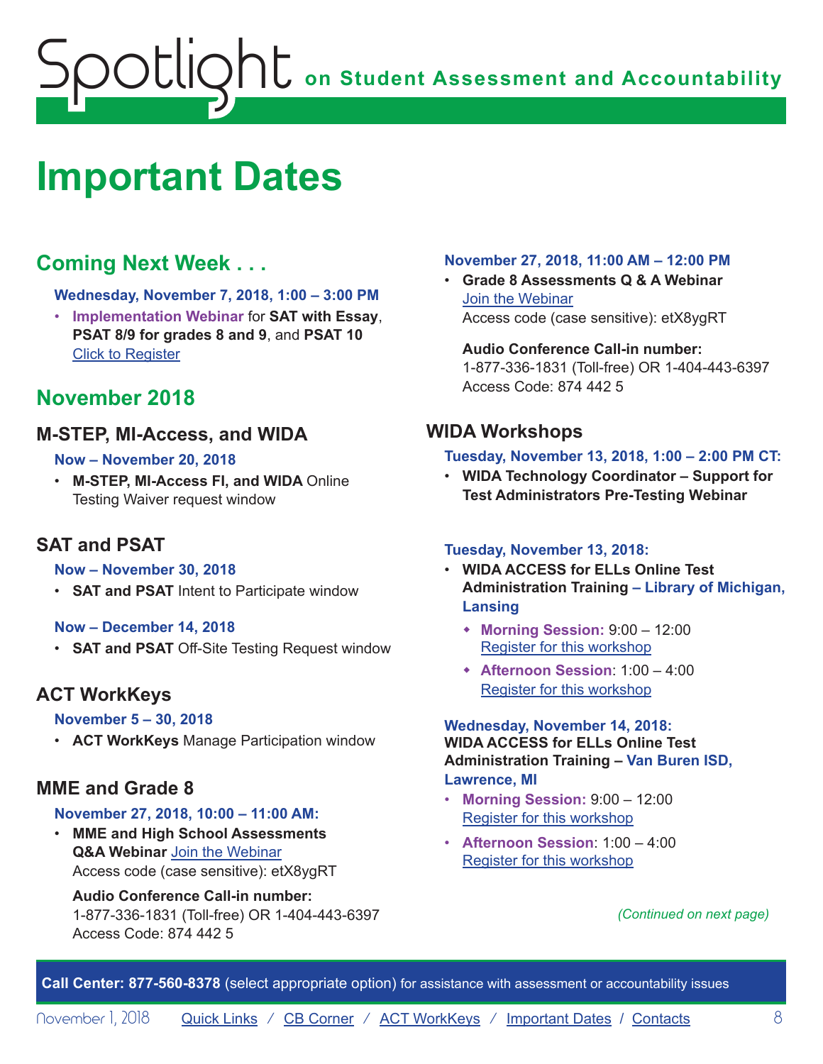# Important Dates

## Coming Next Week . . .

**Wednesday, November 7, 2018, 1:00 – 3:00 PM**

- **Implementation Webinar** for **SAT with Essay**, **PSAT 8/9 for grades 8 and 9**, and **PSAT 10**
  Click to Register

## November 2018

### M-STEP, MI-Access, and WIDA

**Now – November 20, 2018**

- **M-STEP, MI-Access FI, and WIDA** Online Testing Waiver request window

### SAT and PSAT

**Now – November 30, 2018**

- **SAT and PSAT** Intent to Participate window

**Now – December 14, 2018**

- **SAT and PSAT** Off-Site Testing Request window

### ACT WorkKeys

**November 5 – 30, 2018**

- **ACT WorkKeys** Manage Participation window

### MME and Grade 8

**November 27, 2018, 10:00 – 11:00 AM:**

- **MME and High School Assessments Q&A Webinar** Join the Webinar
  Access code (case sensitive): etX8ygRT

  **Audio Conference Call-in number:**
  1-877-336-1831 (Toll-free) OR 1-404-443-6397
  Access Code: 874 442 5

**November 27, 2018, 11:00 AM – 12:00 PM**

- **Grade 8 Assessments Q & A Webinar**
  Join the Webinar
  Access code (case sensitive): etX8ygRT

  **Audio Conference Call-in number:**
  1-877-336-1831 (Toll-free) OR 1-404-443-6397
  Access Code: 874 442 5

### WIDA Workshops

**Tuesday, November 13, 2018, 1:00 – 2:00 PM CT:**

- **WIDA Technology Coordinator – Support for Test Administrators Pre-Testing Webinar**

**Tuesday, November 13, 2018:**

- **WIDA ACCESS for ELLs Online Test Administration Training – Library of Michigan, Lansing**
  - **Morning Session:** 9:00 – 12:00
    Register for this workshop
  - **Afternoon Session**: 1:00 – 4:00
    Register for this workshop

**Wednesday, November 14, 2018:**
**WIDA ACCESS for ELLs Online Test Administration Training – Van Buren ISD, Lawrence, MI**

- **Morning Session:** 9:00 – 12:00
  Register for this workshop
- **Afternoon Session**: 1:00 – 4:00
  Register for this workshop

*(Continued on next page)*

**Call Center: 877-560-8378** (select appropriate option) for assistance with assessment or accountability issues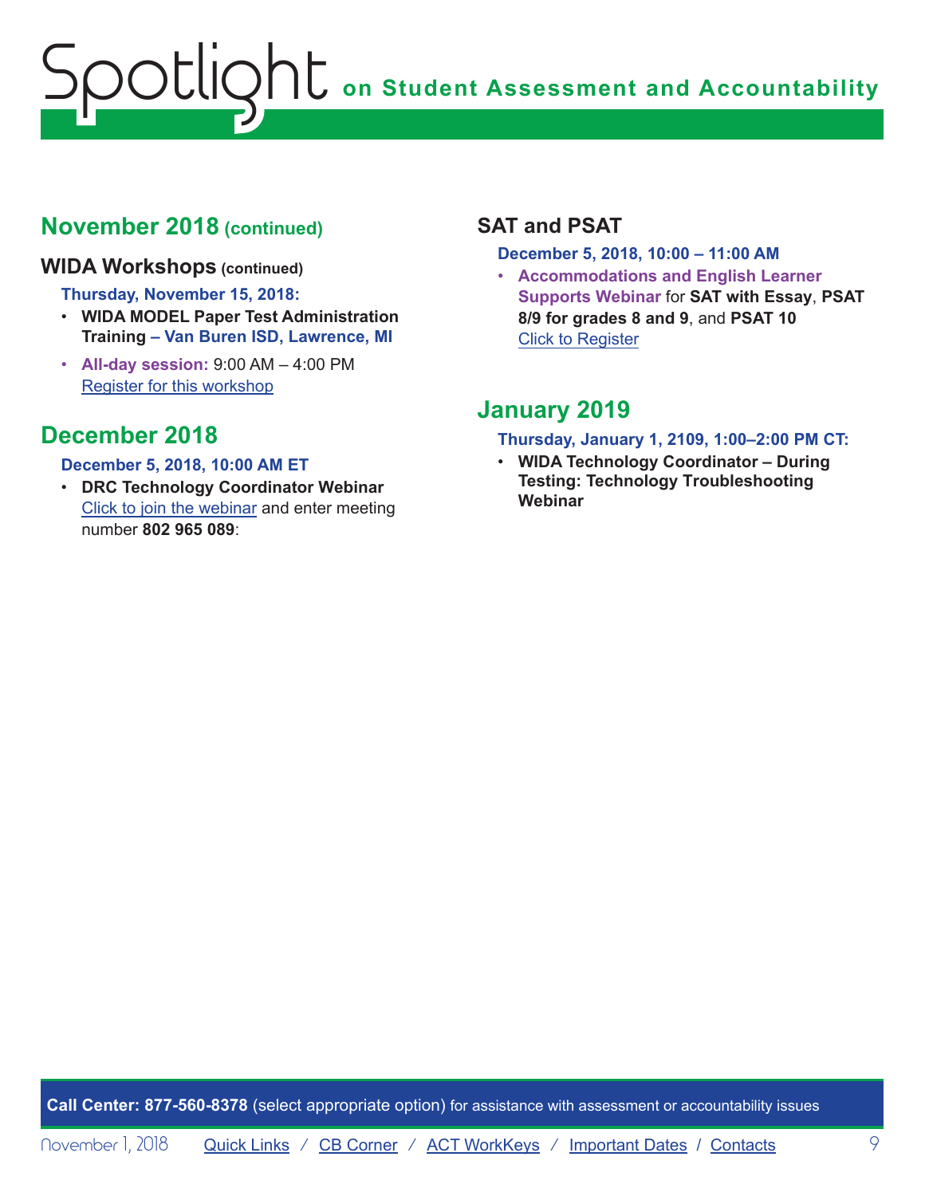## November 2018 (continued)

### WIDA Workshops (continued)

**Thursday, November 15, 2018:**

- **WIDA MODEL Paper Test Administration Training – Van Buren ISD, Lawrence, MI**
- **All-day session:** 9:00 AM – 4:00 PM
  Register for this workshop

## December 2018

**December 5, 2018, 10:00 AM ET**

- **DRC Technology Coordinator Webinar**
  Click to join the webinar and enter meeting number **802 965 089**:

### SAT and PSAT

**December 5, 2018, 10:00 – 11:00 AM**

- **Accommodations and English Learner Supports Webinar** for **SAT with Essay**, **PSAT 8/9 for grades 8 and 9**, and **PSAT 10**
  Click to Register

## January 2019

**Thursday, January 1, 2109, 1:00–2:00 PM CT:**

- **WIDA Technology Coordinator – During Testing: Technology Troubleshooting Webinar**

**Call Center: 877-560-8378** (select appropriate option) for assistance with assessment or accountability issues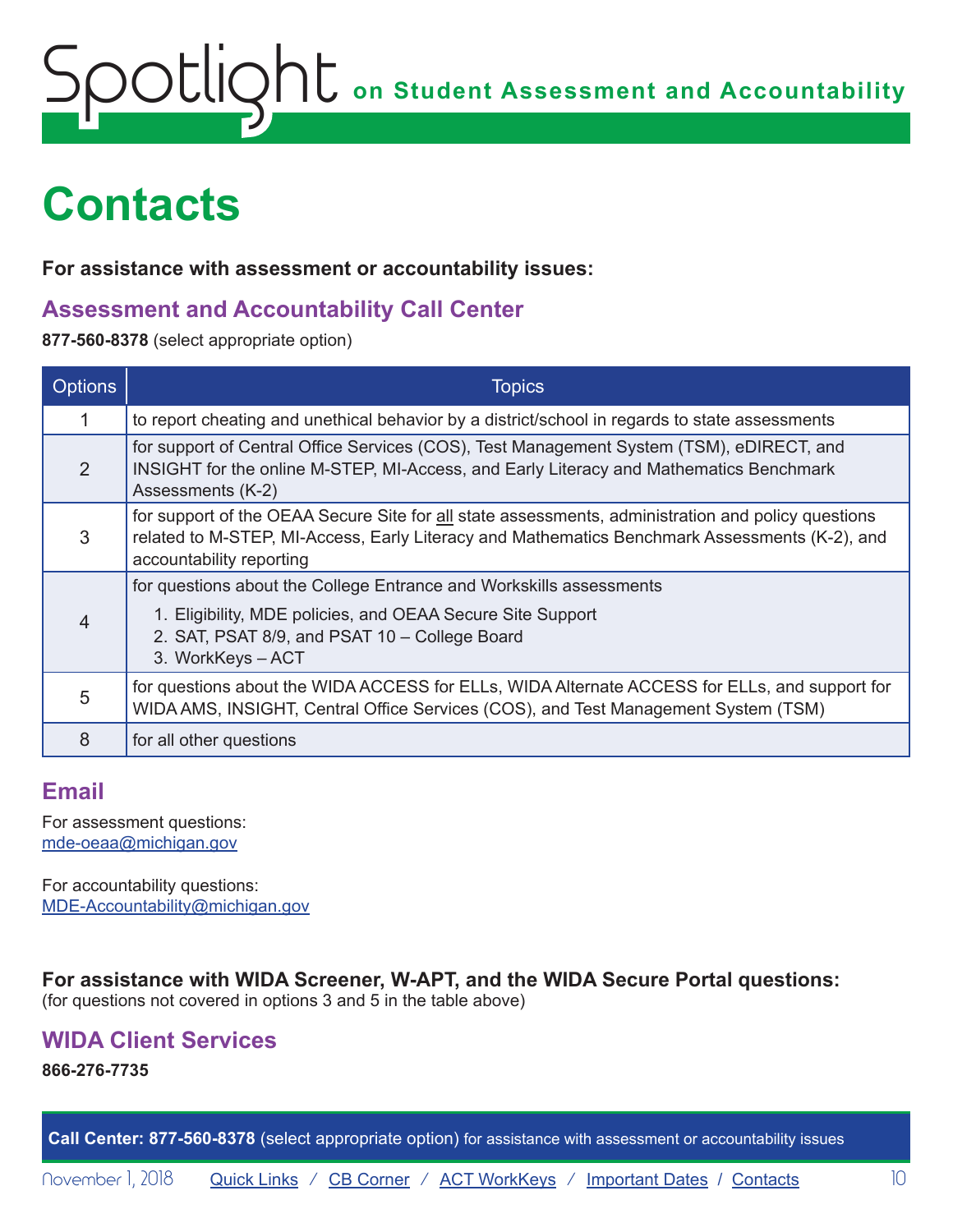# Contacts

**For assistance with assessment or accountability issues:**

## Assessment and Accountability Call Center

**877-560-8378** (select appropriate option)

| Options | Topics |
|---|---|
| 1 | to report cheating and unethical behavior by a district/school in regards to state assessments |
| 2 | for support of Central Office Services (COS), Test Management System (TSM), eDIRECT, and INSIGHT for the online M-STEP, MI-Access, and Early Literacy and Mathematics Benchmark Assessments (K-2) |
| 3 | for support of the OEAA Secure Site for all state assessments, administration and policy questions related to M-STEP, MI-Access, Early Literacy and Mathematics Benchmark Assessments (K-2), and accountability reporting |
| 4 | for questions about the College Entrance and Workskills assessments<br>1. Eligibility, MDE policies, and OEAA Secure Site Support<br>2. SAT, PSAT 8/9, and PSAT 10 – College Board<br>3. WorkKeys – ACT |
| 5 | for questions about the WIDA ACCESS for ELLs, WIDA Alternate ACCESS for ELLs, and support for WIDA AMS, INSIGHT, Central Office Services (COS), and Test Management System (TSM) |
| 8 | for all other questions |

## Email

For assessment questions:
mde-oeaa@michigan.gov

For accountability questions:
MDE-Accountability@michigan.gov

**For assistance with WIDA Screener, W-APT, and the WIDA Secure Portal questions:**
(for questions not covered in options 3 and 5 in the table above)

## WIDA Client Services

**866-276-7735**

**Call Center: 877-560-8378** (select appropriate option) for assistance with assessment or accountability issues